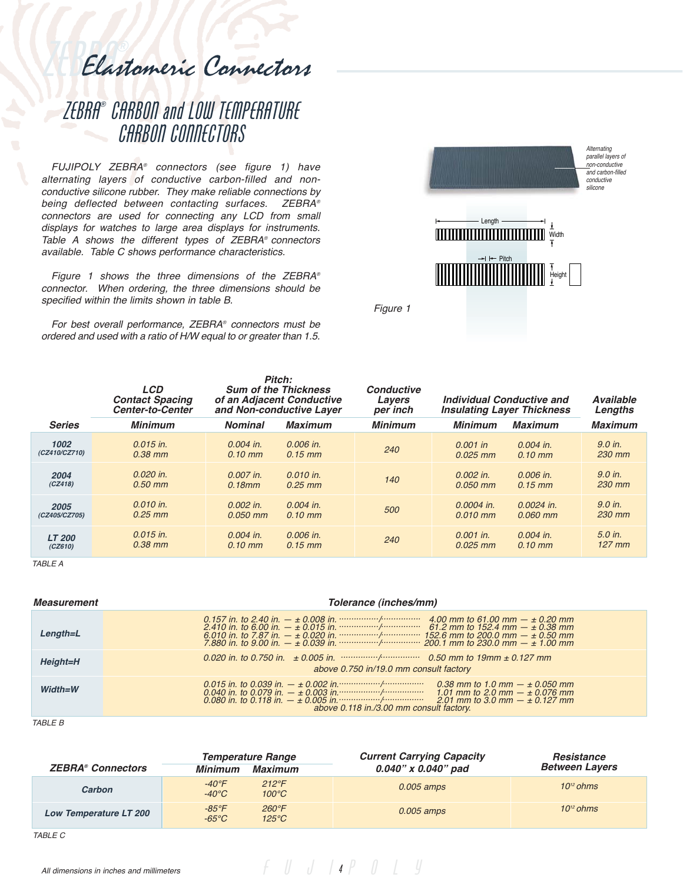# Elastomeric Connectors

## ZEBRA® CARBON and LOW TEMPERATURE CARBON CONNECTORS

*FUJIPOLY ZEBRA® connectors (see figure 1) have alternating layers of conductive carbon-filled and non-conductive silicone rubber. They make reliable connections by being deflected between contacting surfaces. ZEBRA® connectors are used for connecting any LCD from small displays for watches to large area displays for instruments. Table A shows the different types of ZEBRA® connectors available. Table C shows performance characteristics.*

*Figure 1 shows the three dimensions of the ZEBRA® connector. When ordering, the three dimensions should be specified within the limits shown in table B.*

*For best overall performance, ZEBRA® connectors must be ordered and used with a ratio of H/W equal to or greater than 1.5.*

Alternating parallel layers of non-conductive and carbon-filled conductive silicone

Length — Width

Pitch — Height

*Figure 1*

| Series | LCD Contact Spacing Center-to-Center | Pitch: Sum of the Thickness of an Adjacent Conductive and Non-conductive Layer | | Conductive Layers per inch | Individual Conductive and Insulating Layer Thickness | | Available Lengths |
|---|---|---|---|---|---|---|---|
| | Minimum | Nominal | Maximum | Minimum | Minimum | Maximum | Maximum |
| **1002** (CZ410/CZ710) | 0.015 in. 0.38 mm | 0.004 in. 0.10 mm | 0.006 in. 0.15 mm | 240 | 0.001 in 0.025 mm | 0.004 in. 0.10 mm | 9.0 in. 230 mm |
| **2004** (CZ418) | 0.020 in. 0.50 mm | 0.007 in. 0.18mm | 0.010 in. 0.25 mm | 140 | 0.002 in. 0.050 mm | 0.006 in. 0.15 mm | 9.0 in. 230 mm |
| **2005** (CZ405/CZ705) | 0.010 in. 0.25 mm | 0.002 in. 0.050 mm | 0.004 in. 0.10 mm | 500 | 0.0004 in. 0.010 mm | 0.0024 in. 0.060 mm | 9.0 in. 230 mm |
| **LT 200** (CZ610) | 0.015 in. 0.38 mm | 0.004 in. 0.10 mm | 0.006 in. 0.15 mm | 240 | 0.001 in. 0.025 mm | 0.004 in. 0.10 mm | 5.0 in. 127 mm |

TABLE A

| Measurement | Tolerance (inches/mm) |
|---|---|
| Length=L | 0.157 in. to 2.40 in. — ± 0.008 in. / 4.00 mm to 61.00 mm — ± 0.20 mm<br>2.410 in. to 6.00 in. — ± 0.015 in. / 61.2 mm to 152.4 mm — ± 0.38 mm<br>6.010 in. to 7.87 in. — ± 0.020 in. / 152.6 mm to 200.0 mm — ± 0.50 mm<br>7.880 in. to 9.00 in. — ± 0.039 in. / 200.1 mm to 230.0 mm — ± 1.00 mm |
| Height=H | 0.020 in. to 0.750 in. ± 0.005 in. / 0.50 mm to 19mm ± 0.127 mm<br>above 0.750 in/19.0 mm consult factory |
| Width=W | 0.015 in. to 0.039 in. — ± 0.002 in. / 0.38 mm to 1.0 mm — ± 0.050 mm<br>0.040 in. to 0.079 in. — ± 0.003 in. / 1.01 mm to 2.0 mm — ± 0.076 mm<br>0.080 in. to 0.118 in. — ± 0.005 in. / 2.01 mm to 3.0 mm — ± 0.127 mm<br>above 0.118 in./3.00 mm consult factory. |

TABLE B

| ZEBRA® Connectors | Temperature Range | | Current Carrying Capacity 0.040" x 0.040" pad | Resistance Between Layers |
|---|---|---|---|---|
| | Minimum | Maximum | | |
| **Carbon** | -40°F -40°C | 212°F 100°C | 0.005 amps | $10^{12}$ ohms |
| **Low Temperature LT 200** | -85°F -65°C | 260°F 125°C | 0.005 amps | $10^{12}$ ohms |

TABLE C

*All dimensions in inches and millimeters*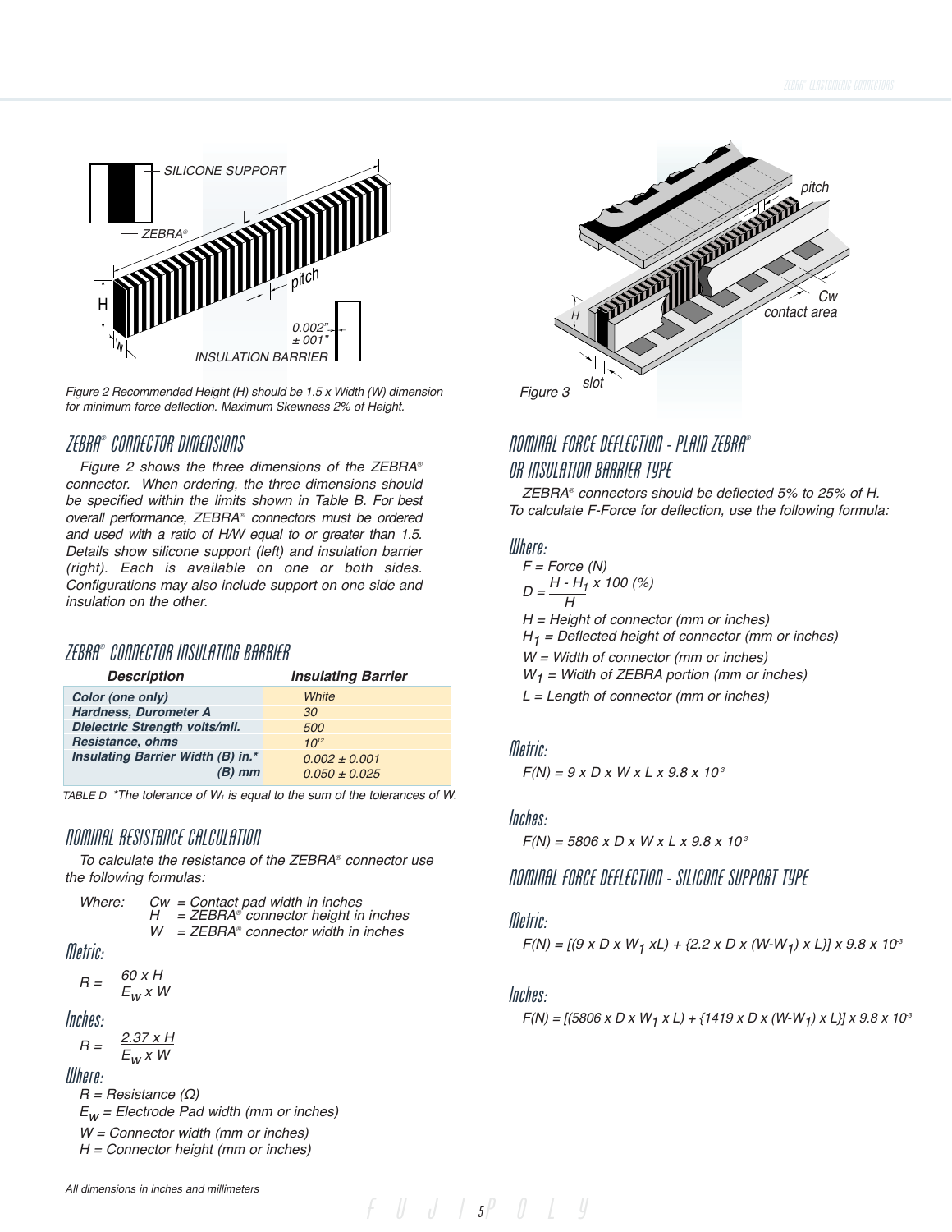SILICONE SUPPORT

ZEBRA®

L

pitch

H

W

0.002" ± 001"

INSULATION BARRIER

*Figure 2 Recommended Height (H) should be 1.5 x Width (W) dimension for minimum force deflection. Maximum Skewness 2% of Height.*

## ZEBRA® CONNECTOR DIMENSIONS

*Figure 2 shows the three dimensions of the ZEBRA® connector. When ordering, the three dimensions should be specified within the limits shown in Table B. For best overall performance, ZEBRA® connectors must be ordered and used with a ratio of H/W equal to or greater than 1.5. Details show silicone support (left) and insulation barrier (right). Each is available on one or both sides. Configurations may also include support on one side and insulation on the other.*

## ZEBRA® CONNECTOR INSULATING BARRIER

| Description | Insulating Barrier |
|---|---|
| **Color (one only)** | White |
| **Hardness, Durometer A** | 30 |
| **Dielectric Strength volts/mil.** | 500 |
| **Resistance, ohms** | $10^{12}$ |
| **Insulating Barrier Width (B) in.*** | 0.002 ± 0.001 |
| **(B) mm** | 0.050 ± 0.025 |

*TABLE D \*The tolerance of $W_1$ is equal to the sum of the tolerances of W.*

## NOMINAL RESISTANCE CALCULATION

*To calculate the resistance of the ZEBRA® connector use the following formulas:*

*Where:*
- *Cw = Contact pad width in inches*
- *H = ZEBRA® connector height in inches*
- *W = ZEBRA® connector width in inches*

### Metric:

$$R = \frac{60 \times H}{E_W \times W}$$

### Inches:

$$R = \frac{2.37 \times H}{E_W \times W}$$

### Where:

- *R = Resistance (Ω)*
- *$E_W$ = Electrode Pad width (mm or inches)*
- *W = Connector width (mm or inches)*
- *H = Connector height (mm or inches)*

*All dimensions in inches and millimeters*

pitch

H

Cw contact area

slot

*Figure 3*

## NOMINAL FORCE DEFLECTION - PLAIN ZEBRA® OR INSULATION BARRIER TYPE

*ZEBRA® connectors should be deflected 5% to 25% of H. To calculate F-Force for deflection, use the following formula:*

### Where:

- *F = Force (N)*
- $D = \frac{H - H_1}{H} \times 100\ (\%)$
- *H = Height of connector (mm or inches)*
- *$H_1$ = Deflected height of connector (mm or inches)*
- *W = Width of connector (mm or inches)*
- *$W_1$ = Width of ZEBRA portion (mm or inches)*
- *L = Length of connector (mm or inches)*

### Metric:

$$F(N) = 9 \times D \times W \times L \times 9.8 \times 10^{-3}$$

### Inches:

$$F(N) = 5806 \times D \times W \times L \times 9.8 \times 10^{-3}$$

## NOMINAL FORCE DEFLECTION - SILICONE SUPPORT TYPE

### Metric:

$$F(N) = [(9 \times D \times W_1 \times L) + \{2.2 \times D \times (W - W_1) \times L\}] \times 9.8 \times 10^{-3}$$

### Inches:

$$F(N) = [(5806 \times D \times W_1 \times L) + \{1419 \times D \times (W - W_1) \times L\}] \times 9.8 \times 10^{-3}$$